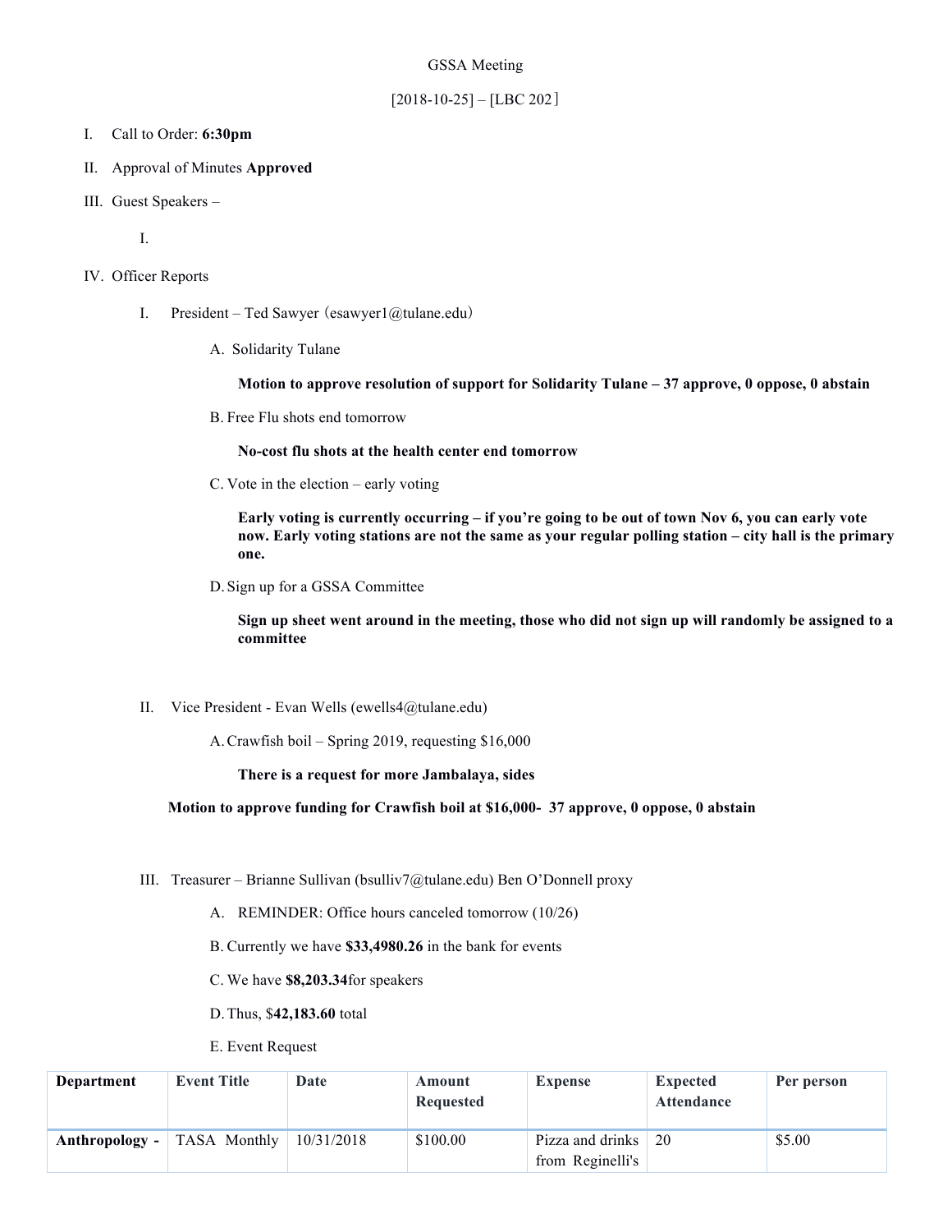GSSA Meeting

[2018-10-25] – [LBC 202]

I. Call to Order: **6:30pm**

II. Approval of Minutes **Approved**

III. Guest Speakers –

 I.

IV. Officer Reports

 I. President – Ted Sawyer (esawyer1@tulane.edu)

  A. Solidarity Tulane

   **Motion to approve resolution of support for Solidarity Tulane – 37 approve, 0 oppose, 0 abstain**

  B. Free Flu shots end tomorrow

   **No-cost flu shots at the health center end tomorrow**

  C. Vote in the election – early voting

   **Early voting is currently occurring – if you're going to be out of town Nov 6, you can early vote now. Early voting stations are not the same as your regular polling station – city hall is the primary one.**

  D. Sign up for a GSSA Committee

   **Sign up sheet went around in the meeting, those who did not sign up will randomly be assigned to a committee**

 II. Vice President - Evan Wells (ewells4@tulane.edu)

  A. Crawfish boil – Spring 2019, requesting $16,000

   **There is a request for more Jambalaya, sides**

  **Motion to approve funding for Crawfish boil at $16,000- 37 approve, 0 oppose, 0 abstain**

 III. Treasurer – Brianne Sullivan (bsulliv7@tulane.edu) Ben O'Donnell proxy

  A. REMINDER: Office hours canceled tomorrow (10/26)

  B. Currently we have **$33,4980.26** in the bank for events

  C. We have **$8,203.34**for speakers

  D. Thus, $**42,183.60** total

  E. Event Request

| Department | Event Title | Date | Amount Requested | Expense | Expected Attendance | Per person |
|---|---|---|---|---|---|---|
| **Anthropology -** | TASA Monthly | 10/31/2018 | $100.00 | Pizza and drinks from Reginelli's | 20 | $5.00 |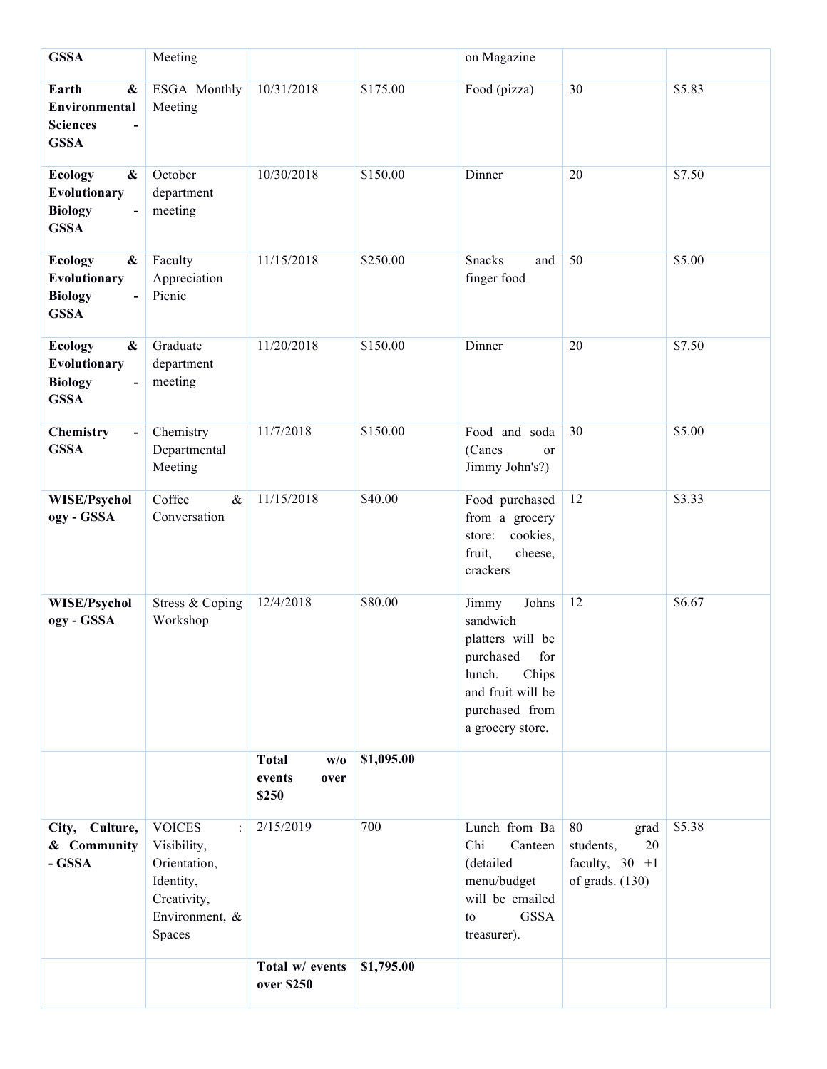| GSSA | Meeting | | | on Magazine | | |
|---|---|---|---|---|---|---|
| **Earth & Environmental Sciences - GSSA** | ESGA Monthly Meeting | 10/31/2018 | $175.00 | Food (pizza) | 30 | $5.83 |
| **Ecology & Evolutionary Biology - GSSA** | October department meeting | 10/30/2018 | $150.00 | Dinner | 20 | $7.50 |
| **Ecology & Evolutionary Biology - GSSA** | Faculty Appreciation Picnic | 11/15/2018 | $250.00 | Snacks and finger food | 50 | $5.00 |
| **Ecology & Evolutionary Biology - GSSA** | Graduate department meeting | 11/20/2018 | $150.00 | Dinner | 20 | $7.50 |
| **Chemistry - GSSA** | Chemistry Departmental Meeting | 11/7/2018 | $150.00 | Food and soda (Canes or Jimmy John's?) | 30 | $5.00 |
| **WISE/Psychology - GSSA** | Coffee & Conversation | 11/15/2018 | $40.00 | Food purchased from a grocery store: cookies, fruit, cheese, crackers | 12 | $3.33 |
| **WISE/Psychology - GSSA** | Stress & Coping Workshop | 12/4/2018 | $80.00 | Jimmy Johns sandwich platters will be purchased for lunch. Chips and fruit will be purchased from a grocery store. | 12 | $6.67 |
| | | **Total w/o events over $250** | **$1,095.00** | | | |
| **City, Culture, & Community - GSSA** | VOICES : Visibility, Orientation, Identity, Creativity, Environment, & Spaces | 2/15/2019 | 700 | Lunch from Ba Chi Canteen (detailed menu/budget will be emailed to GSSA treasurer). | 80 grad students, 20 faculty, 30 +1 of grads. (130) | $5.38 |
| | | **Total w/ events over $250** | **$1,795.00** | | | |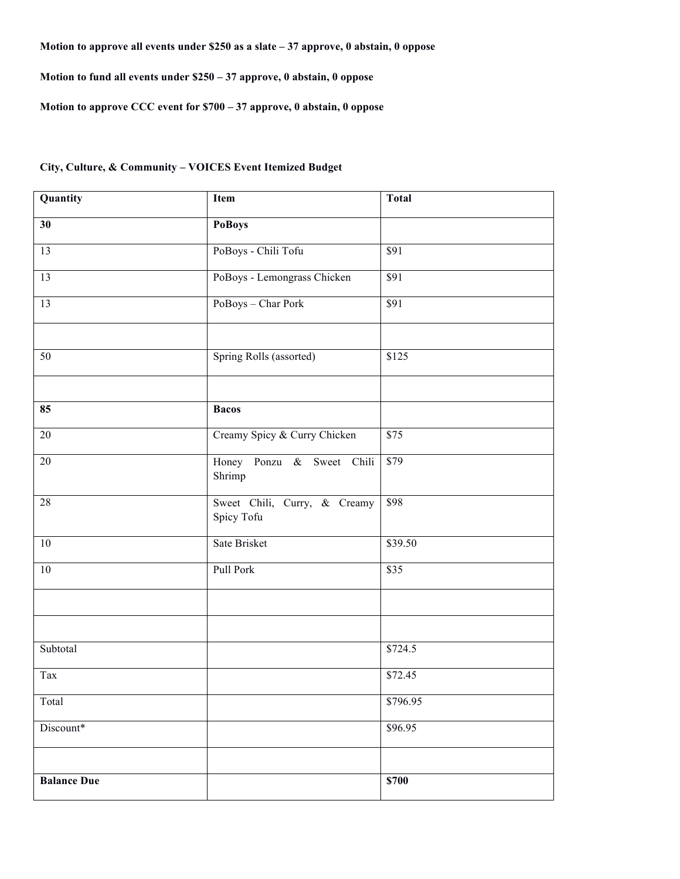**Motion to approve all events under $250 as a slate – 37 approve, 0 abstain, 0 oppose**

**Motion to fund all events under $250 – 37 approve, 0 abstain, 0 oppose**

**Motion to approve CCC event for $700 – 37 approve, 0 abstain, 0 oppose**

**City, Culture, & Community – VOICES Event Itemized Budget**

| **Quantity** | **Item** | **Total** |
|---|---|---|
| **30** | **PoBoys** | |
| 13 | PoBoys - Chili Tofu | $91 |
| 13 | PoBoys - Lemongrass Chicken | $91 |
| 13 | PoBoys – Char Pork | $91 |
| | | |
| 50 | Spring Rolls (assorted) | $125 |
| | | |
| **85** | **Bacos** | |
| 20 | Creamy Spicy & Curry Chicken | $75 |
| 20 | Honey Ponzu & Sweet Chili Shrimp | $79 |
| 28 | Sweet Chili, Curry, & Creamy Spicy Tofu | $98 |
| 10 | Sate Brisket | $39.50 |
| 10 | Pull Pork | $35 |
| | | |
| | | |
| Subtotal | | $724.5 |
| Tax | | $72.45 |
| Total | | $796.95 |
| Discount* | | $96.95 |
| | | |
| **Balance Due** | | **$700** |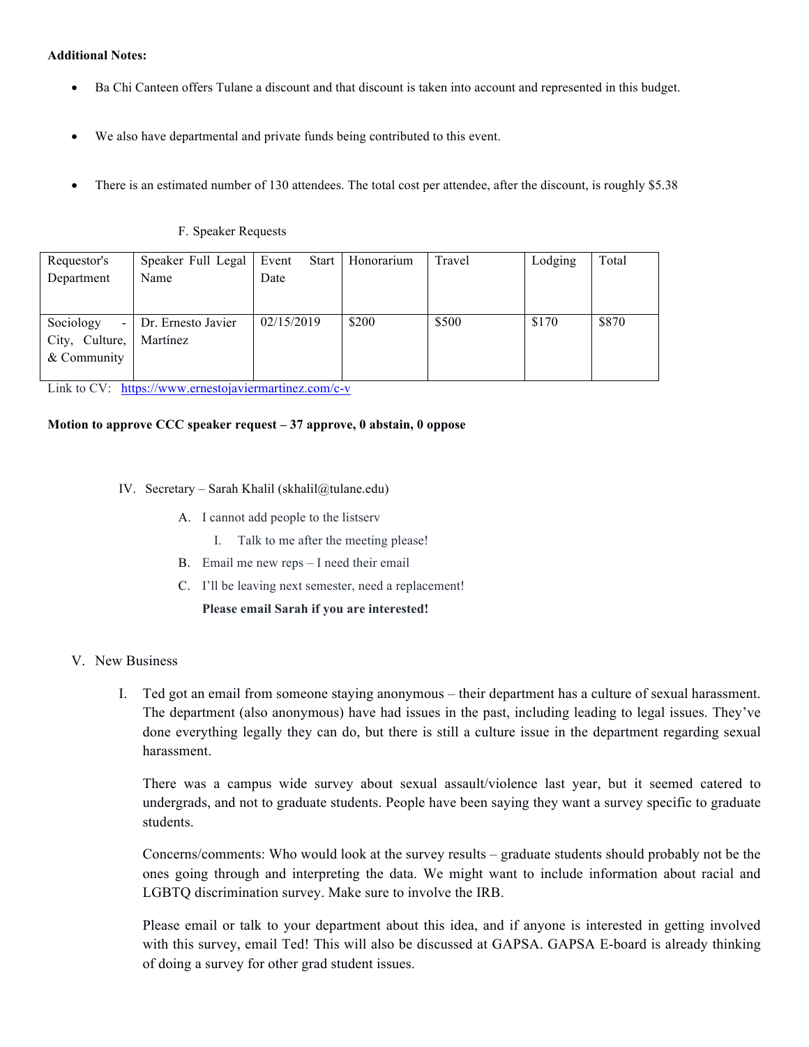**Additional Notes:**

- Ba Chi Canteen offers Tulane a discount and that discount is taken into account and represented in this budget.
- We also have departmental and private funds being contributed to this event.
- There is an estimated number of 130 attendees. The total cost per attendee, after the discount, is roughly $5.38

F. Speaker Requests

| Requestor's Department | Speaker Full Legal Name | Event Start Date | Honorarium | Travel | Lodging | Total |
|---|---|---|---|---|---|---|
| Sociology - City, Culture, & Community | Dr. Ernesto Javier Martínez | 02/15/2019 | $200 | $500 | $170 | $870 |

Link to CV: https://www.ernestojaviermartinez.com/c-v

**Motion to approve CCC speaker request – 37 approve, 0 abstain, 0 oppose**

IV. Secretary – Sarah Khalil (skhalil@tulane.edu)

A. I cannot add people to the listserv
   I. Talk to me after the meeting please!

B. Email me new reps – I need their email

C. I'll be leaving next semester, need a replacement!

**Please email Sarah if you are interested!**

V. New Business

I. Ted got an email from someone staying anonymous – their department has a culture of sexual harassment. The department (also anonymous) have had issues in the past, including leading to legal issues. They've done everything legally they can do, but there is still a culture issue in the department regarding sexual harassment.

There was a campus wide survey about sexual assault/violence last year, but it seemed catered to undergrads, and not to graduate students. People have been saying they want a survey specific to graduate students.

Concerns/comments: Who would look at the survey results – graduate students should probably not be the ones going through and interpreting the data. We might want to include information about racial and LGBTQ discrimination survey. Make sure to involve the IRB.

Please email or talk to your department about this idea, and if anyone is interested in getting involved with this survey, email Ted! This will also be discussed at GAPSA. GAPSA E-board is already thinking of doing a survey for other grad student issues.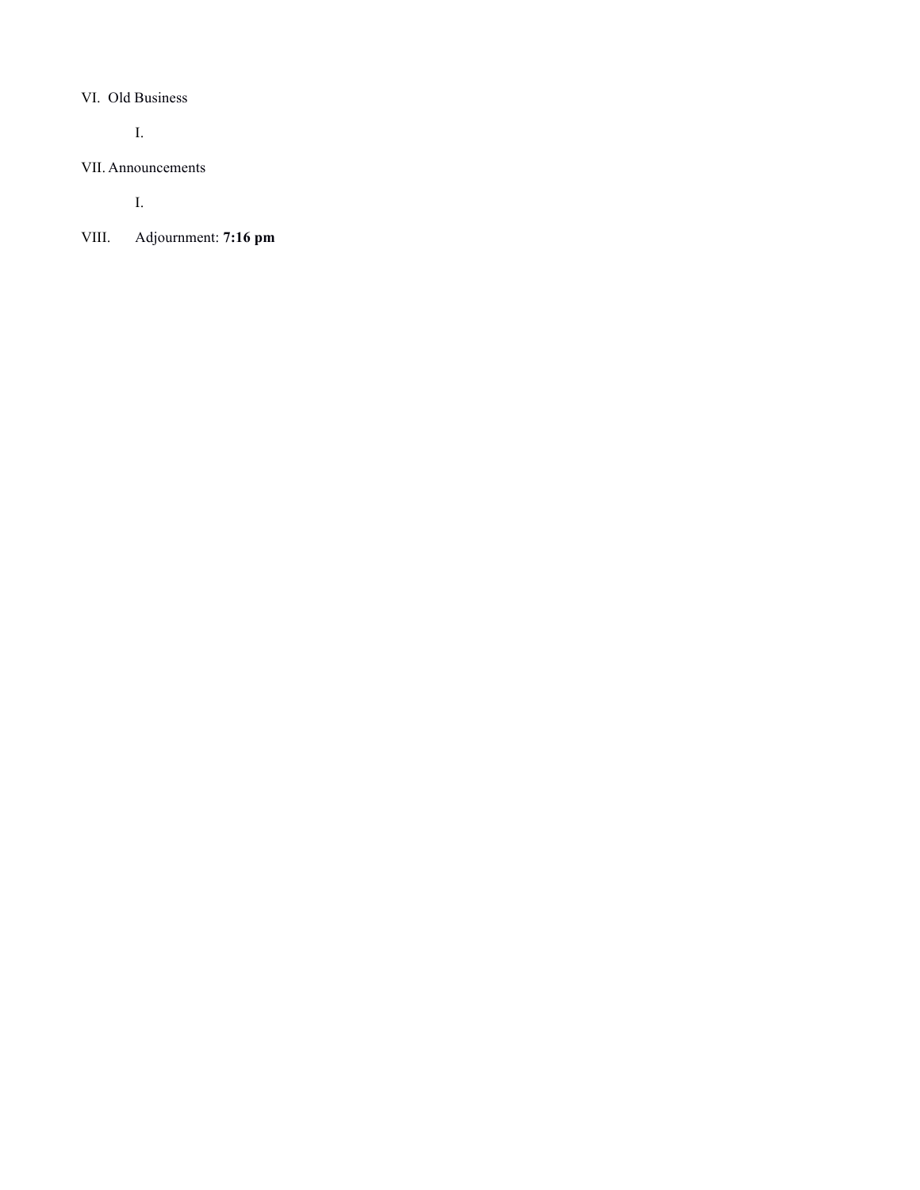VI. Old Business

  I.

VII. Announcements

  I.

VIII. Adjournment: **7:16 pm**